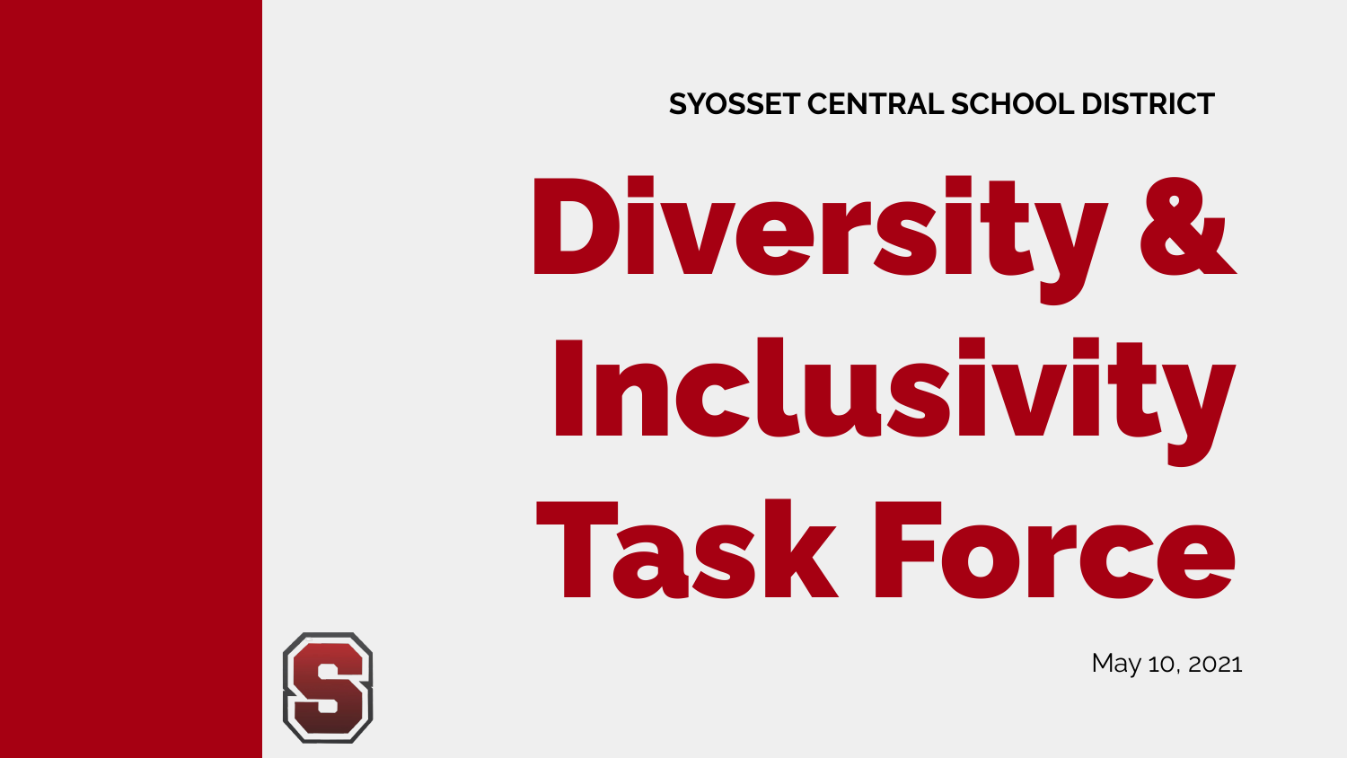SYOSSET CENTRAL SCHOOL DISTRICT

# Diversity & Inclusivity Task Force

May 10, 2021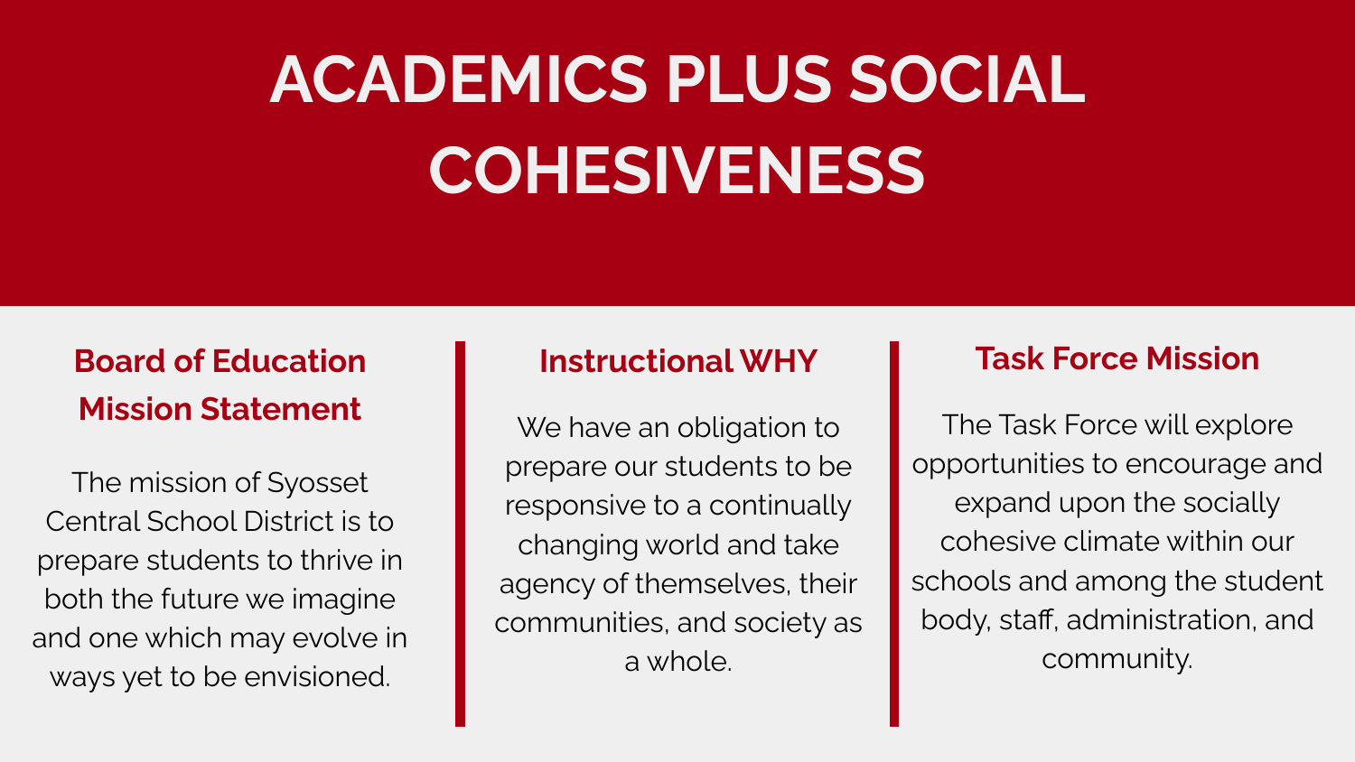# ACADEMICS PLUS SOCIAL COHESIVENESS

## Board of Education Mission Statement

The mission of Syosset Central School District is to prepare students to thrive in both the future we imagine and one which may evolve in ways yet to be envisioned.

## Instructional WHY

We have an obligation to prepare our students to be responsive to a continually changing world and take agency of themselves, their communities, and society as a whole.

## Task Force Mission

The Task Force will explore opportunities to encourage and expand upon the socially cohesive climate within our schools and among the student body, staff, administration, and community.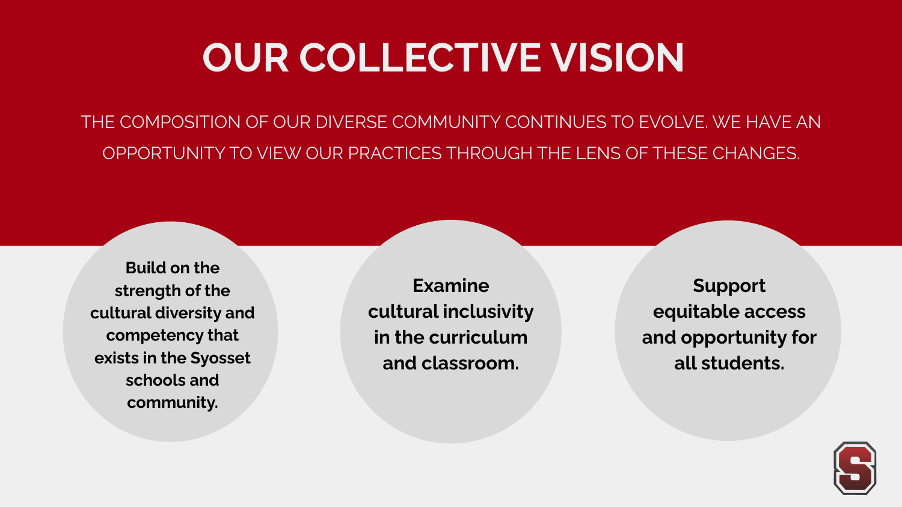# OUR COLLECTIVE VISION

THE COMPOSITION OF OUR DIVERSE COMMUNITY CONTINUES TO EVOLVE. WE HAVE AN OPPORTUNITY TO VIEW OUR PRACTICES THROUGH THE LENS OF THESE CHANGES.

**Build on the strength of the cultural diversity and competency that exists in the Syosset schools and community.**

**Examine cultural inclusivity in the curriculum and classroom.**

**Support equitable access and opportunity for all students.**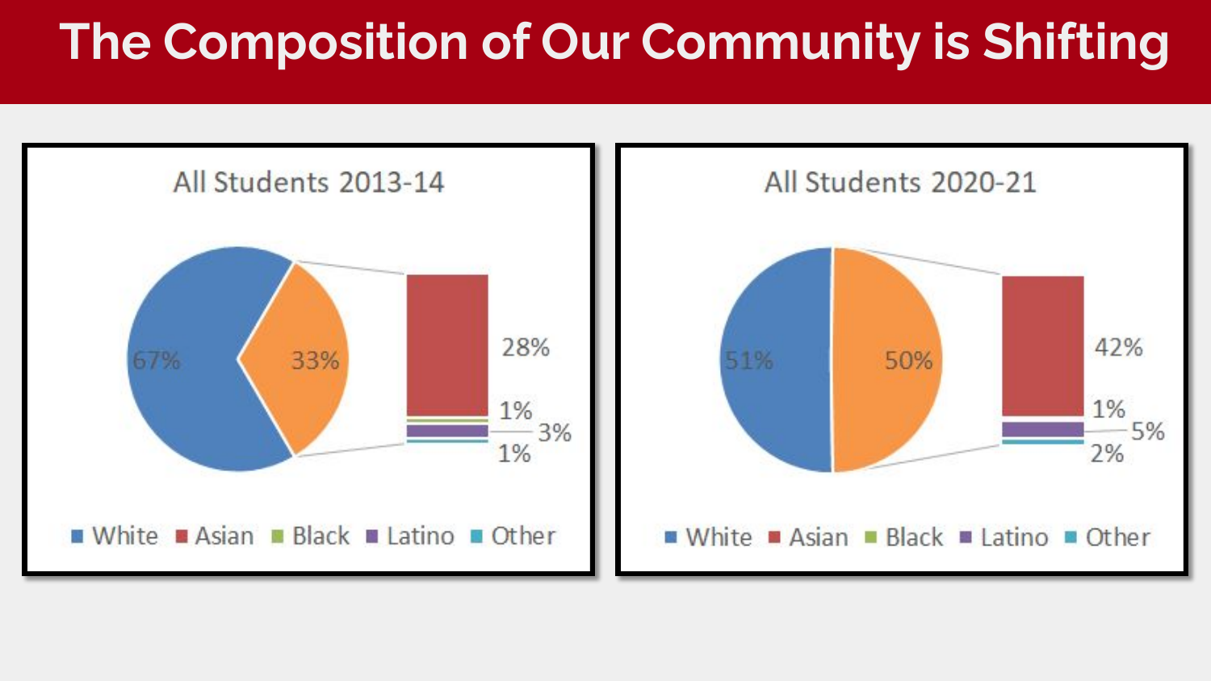# The Composition of Our Community is Shifting

**All Students 2013-14**

- 67%
- 33%
- 28%
- 1%
- 3%
- 1%

White | Asian | Black | Latino | Other

**All Students 2020-21**

- 51%
- 50%
- 42%
- 1%
- 5%
- 2%

White | Asian | Black | Latino | Other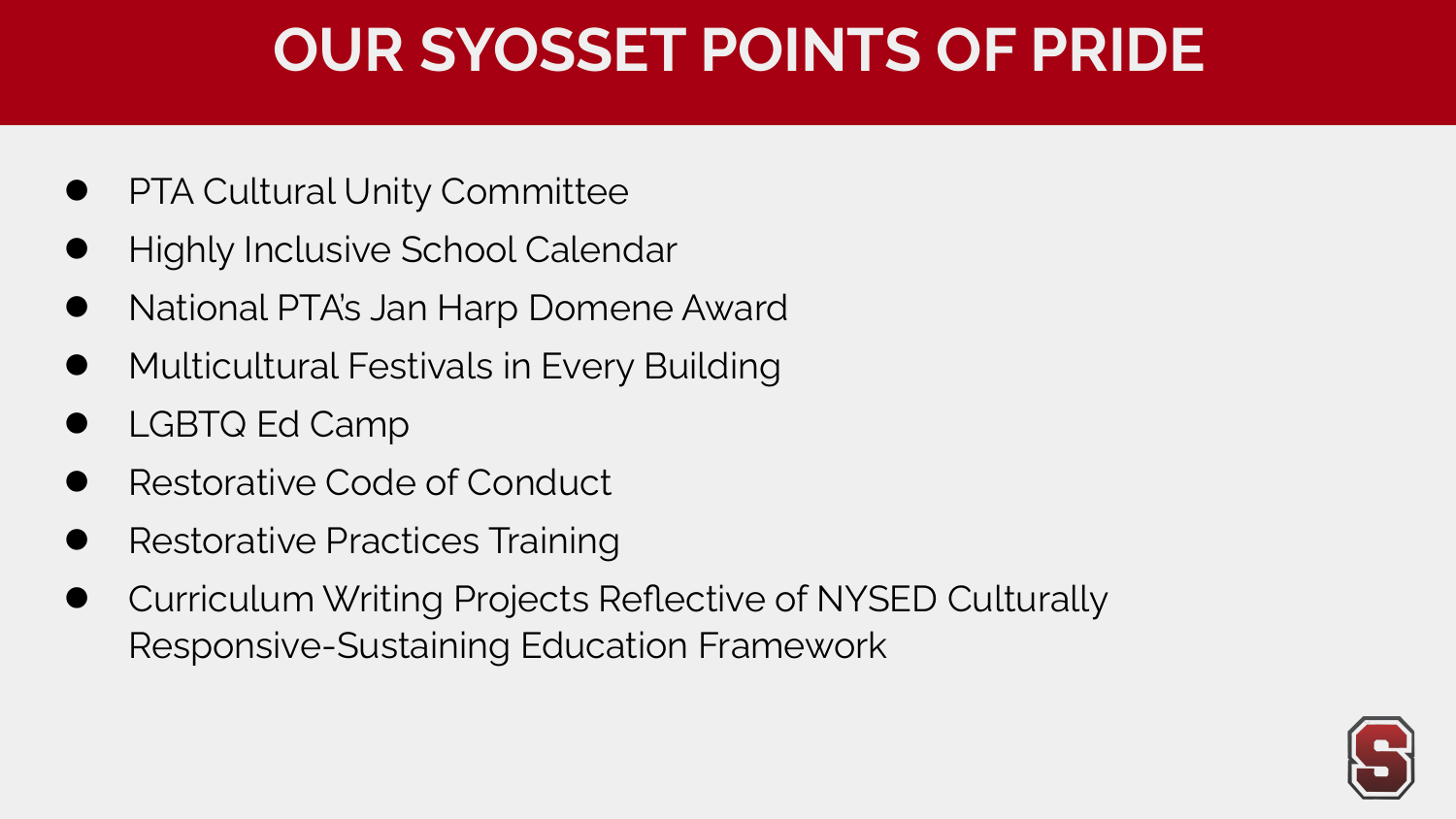# OUR SYOSSET POINTS OF PRIDE

- PTA Cultural Unity Committee
- Highly Inclusive School Calendar
- National PTA's Jan Harp Domene Award
- Multicultural Festivals in Every Building
- LGBTQ Ed Camp
- Restorative Code of Conduct
- Restorative Practices Training
- Curriculum Writing Projects Reflective of NYSED Culturally Responsive-Sustaining Education Framework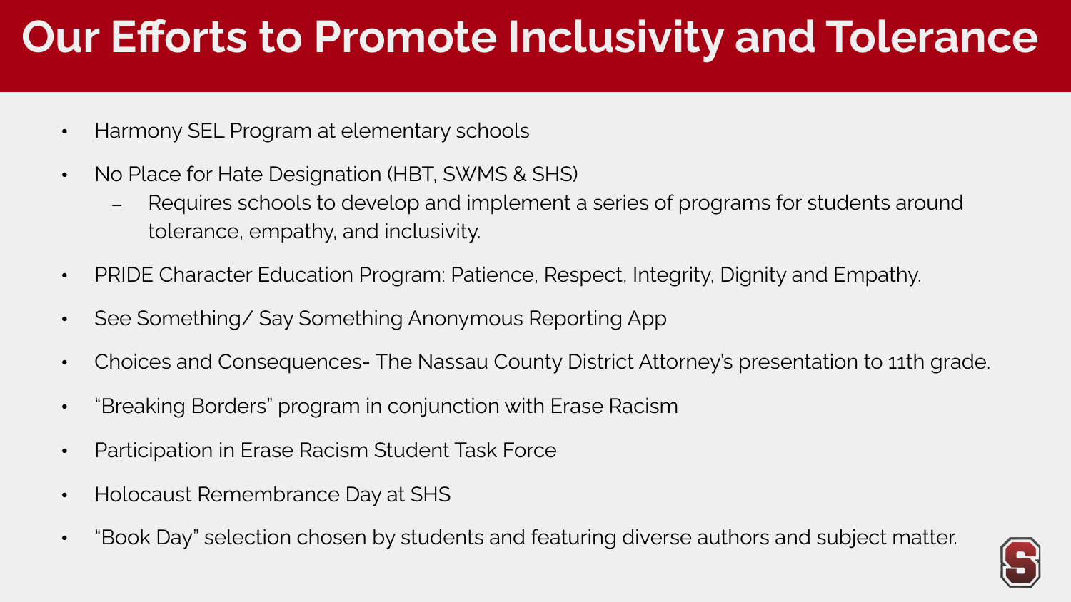# Our Efforts to Promote Inclusivity and Tolerance

- Harmony SEL Program at elementary schools
- No Place for Hate Designation (HBT, SWMS & SHS)
  - Requires schools to develop and implement a series of programs for students around tolerance, empathy, and inclusivity.
- PRIDE Character Education Program: Patience, Respect, Integrity, Dignity and Empathy.
- See Something/ Say Something Anonymous Reporting App
- Choices and Consequences- The Nassau County District Attorney's presentation to 11th grade.
- "Breaking Borders" program in conjunction with Erase Racism
- Participation in Erase Racism Student Task Force
- Holocaust Remembrance Day at SHS
- "Book Day" selection chosen by students and featuring diverse authors and subject matter.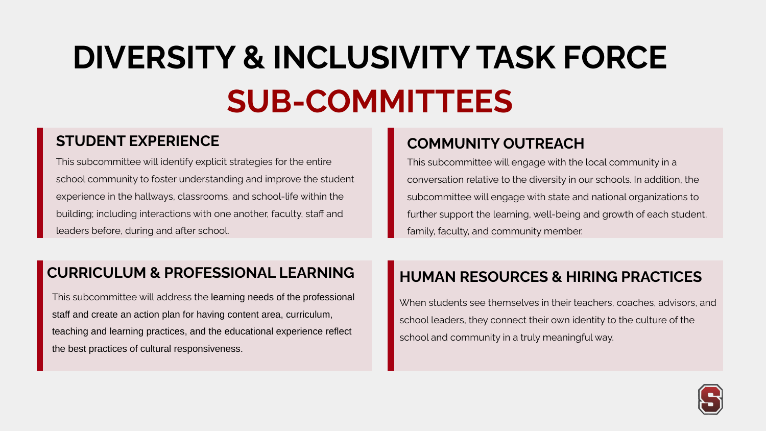# DIVERSITY & INCLUSIVITY TASK FORCE
# SUB-COMMITTEES

## STUDENT EXPERIENCE

This subcommittee will identify explicit strategies for the entire school community to foster understanding and improve the student experience in the hallways, classrooms, and school-life within the building; including interactions with one another, faculty, staff and leaders before, during and after school.

## COMMUNITY OUTREACH

This subcommittee will engage with the local community in a conversation relative to the diversity in our schools. In addition, the subcommittee will engage with state and national organizations to further support the learning, well-being and growth of each student, family, faculty, and community member.

## CURRICULUM & PROFESSIONAL LEARNING

This subcommittee will address the learning needs of the professional staff and create an action plan for having content area, curriculum, teaching and learning practices, and the educational experience reflect the best practices of cultural responsiveness.

## HUMAN RESOURCES & HIRING PRACTICES

When students see themselves in their teachers, coaches, advisors, and school leaders, they connect their own identity to the culture of the school and community in a truly meaningful way.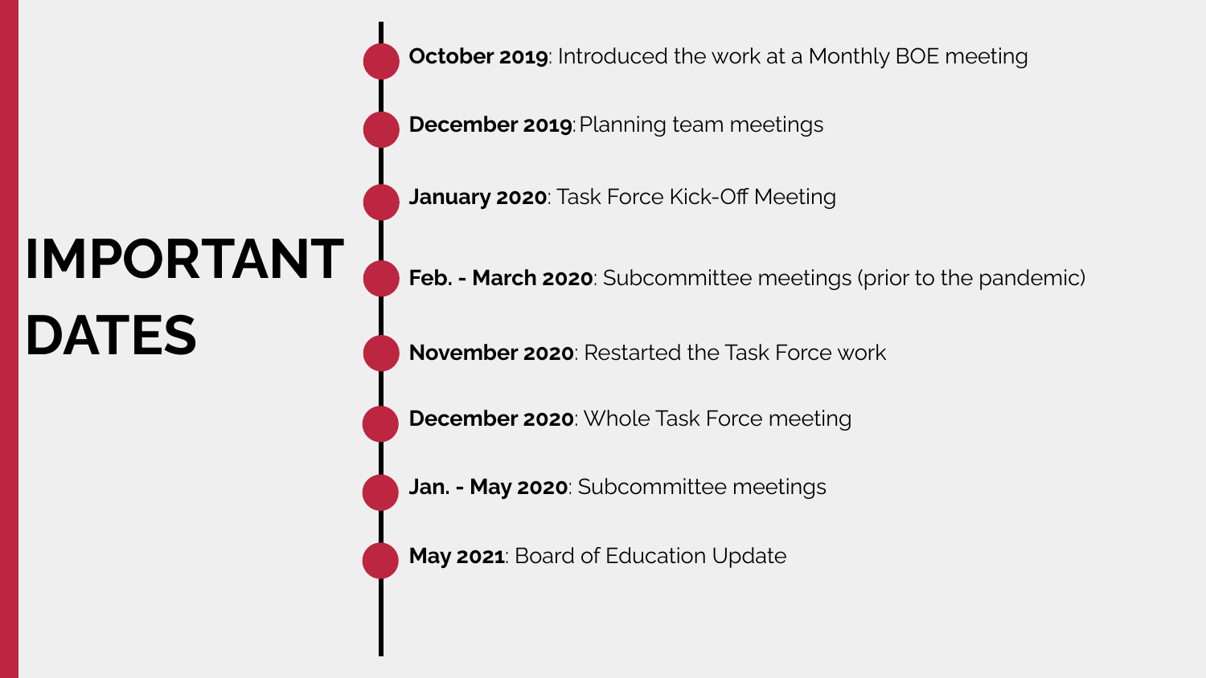# IMPORTANT DATES

- **October 2019**: Introduced the work at a Monthly BOE meeting
- **December 2019**: Planning team meetings
- **January 2020**: Task Force Kick-Off Meeting
- **Feb. - March 2020**: Subcommittee meetings (prior to the pandemic)
- **November 2020**: Restarted the Task Force work
- **December 2020**: Whole Task Force meeting
- **Jan. - May 2020**: Subcommittee meetings
- **May 2021**: Board of Education Update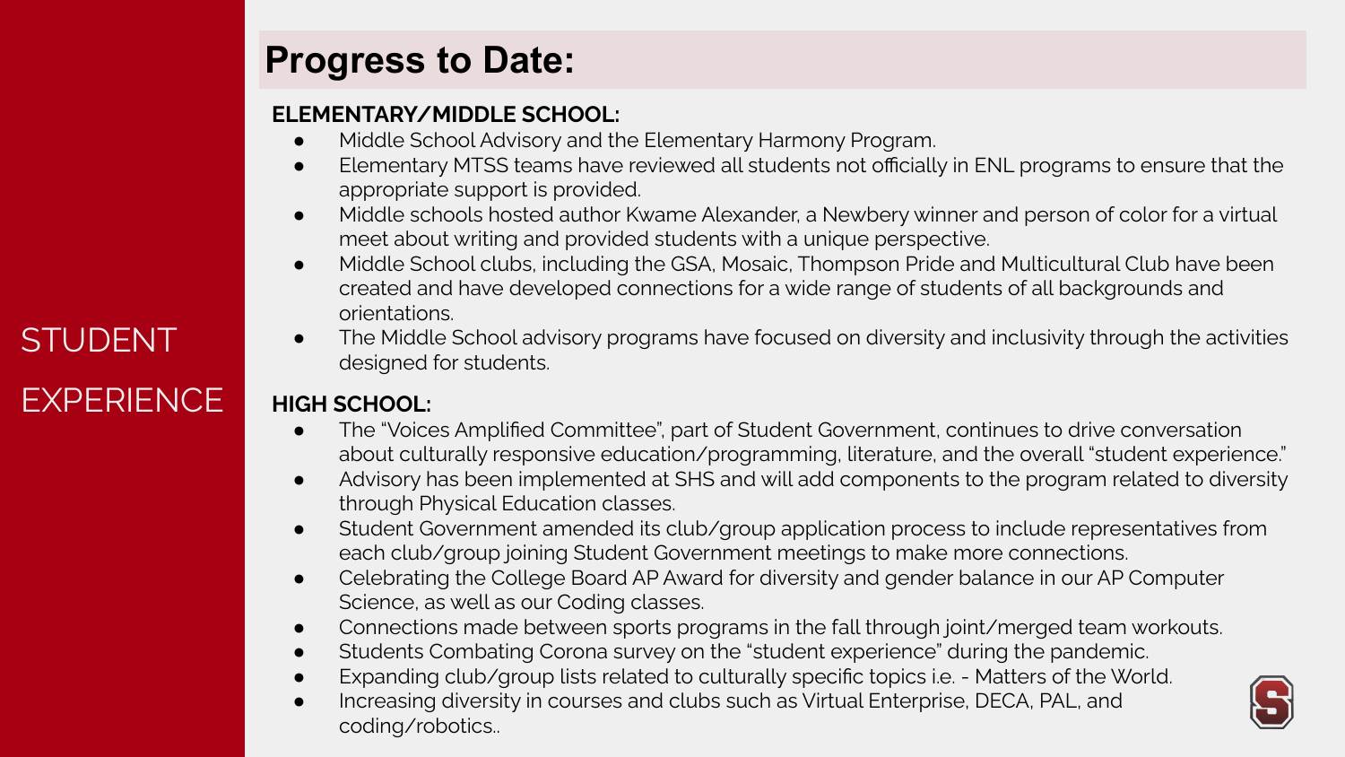# STUDENT EXPERIENCE

## Progress to Date:

**ELEMENTARY/MIDDLE SCHOOL:**

- Middle School Advisory and the Elementary Harmony Program.
- Elementary MTSS teams have reviewed all students not officially in ENL programs to ensure that the appropriate support is provided.
- Middle schools hosted author Kwame Alexander, a Newbery winner and person of color for a virtual meet about writing and provided students with a unique perspective.
- Middle School clubs, including the GSA, Mosaic, Thompson Pride and Multicultural Club have been created and have developed connections for a wide range of students of all backgrounds and orientations.
- The Middle School advisory programs have focused on diversity and inclusivity through the activities designed for students.

**HIGH SCHOOL:**

- The "Voices Amplified Committee", part of Student Government, continues to drive conversation about culturally responsive education/programming, literature, and the overall "student experience."
- Advisory has been implemented at SHS and will add components to the program related to diversity through Physical Education classes.
- Student Government amended its club/group application process to include representatives from each club/group joining Student Government meetings to make more connections.
- Celebrating the College Board AP Award for diversity and gender balance in our AP Computer Science, as well as our Coding classes.
- Connections made between sports programs in the fall through joint/merged team workouts.
- Students Combating Corona survey on the "student experience" during the pandemic.
- Expanding club/group lists related to culturally specific topics i.e. - Matters of the World.
- Increasing diversity in courses and clubs such as Virtual Enterprise, DECA, PAL, and coding/robotics..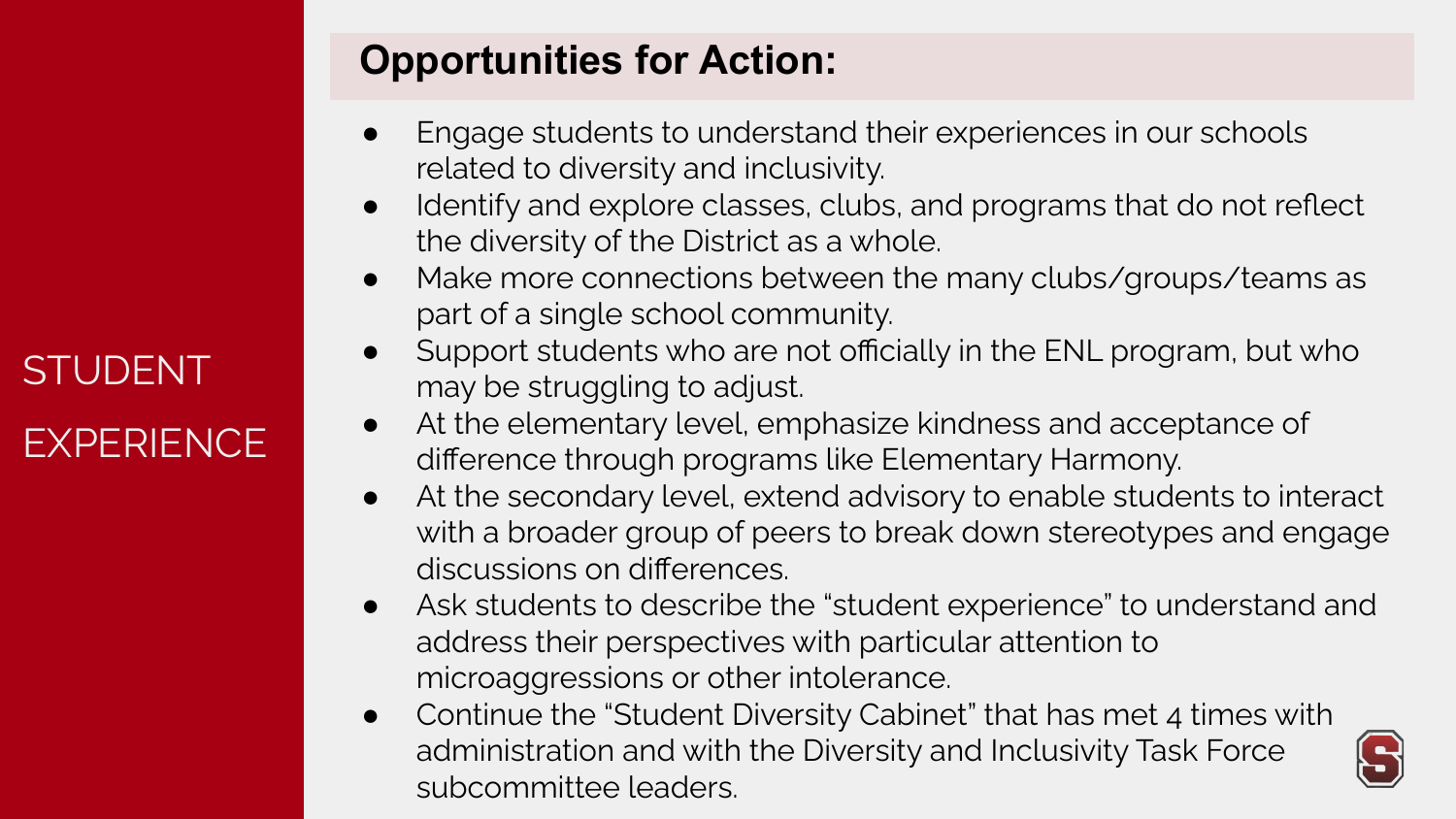# STUDENT EXPERIENCE

## Opportunities for Action:

- Engage students to understand their experiences in our schools related to diversity and inclusivity.
- Identify and explore classes, clubs, and programs that do not reflect the diversity of the District as a whole.
- Make more connections between the many clubs/groups/teams as part of a single school community.
- Support students who are not officially in the ENL program, but who may be struggling to adjust.
- At the elementary level, emphasize kindness and acceptance of difference through programs like Elementary Harmony.
- At the secondary level, extend advisory to enable students to interact with a broader group of peers to break down stereotypes and engage discussions on differences.
- Ask students to describe the "student experience" to understand and address their perspectives with particular attention to microaggressions or other intolerance.
- Continue the "Student Diversity Cabinet" that has met 4 times with administration and with the Diversity and Inclusivity Task Force subcommittee leaders.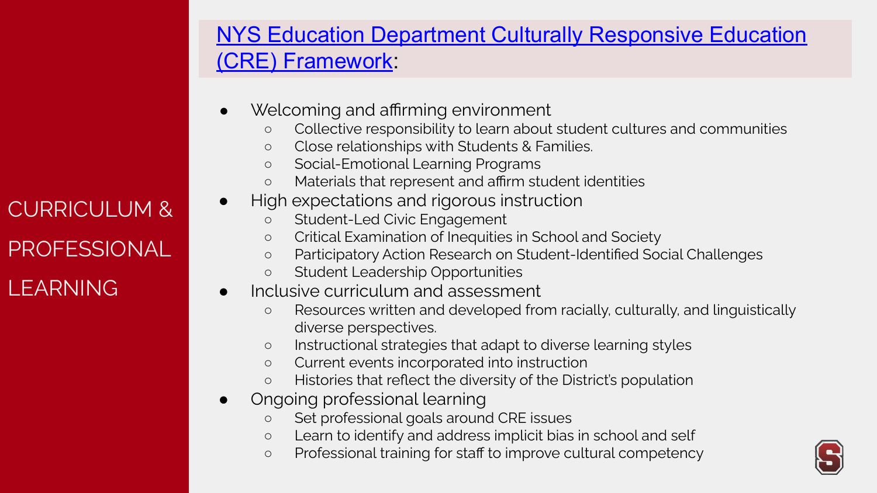# CURRICULUM & PROFESSIONAL LEARNING

## NYS Education Department Culturally Responsive Education (CRE) Framework:

- Welcoming and affirming environment
  - Collective responsibility to learn about student cultures and communities
  - Close relationships with Students & Families.
  - Social-Emotional Learning Programs
  - Materials that represent and affirm student identities
- High expectations and rigorous instruction
  - Student-Led Civic Engagement
  - Critical Examination of Inequities in School and Society
  - Participatory Action Research on Student-Identified Social Challenges
  - Student Leadership Opportunities
- Inclusive curriculum and assessment
  - Resources written and developed from racially, culturally, and linguistically diverse perspectives.
  - Instructional strategies that adapt to diverse learning styles
  - Current events incorporated into instruction
  - Histories that reflect the diversity of the District's population
- Ongoing professional learning
  - Set professional goals around CRE issues
  - Learn to identify and address implicit bias in school and self
  - Professional training for staff to improve cultural competency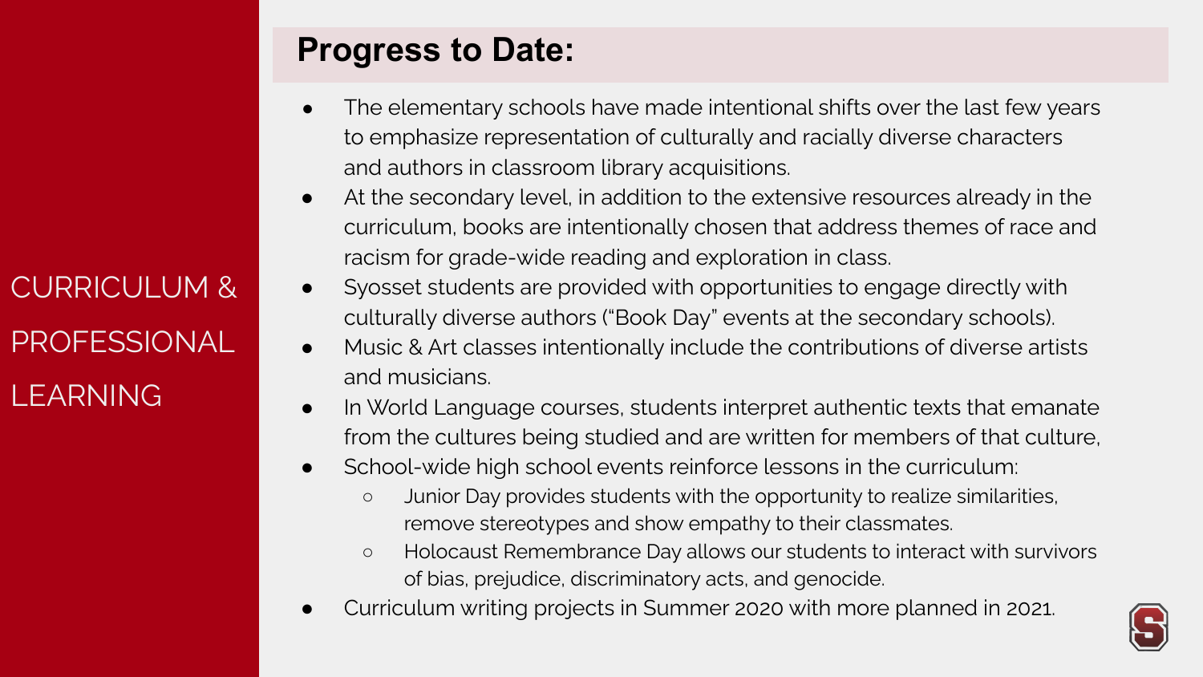CURRICULUM & PROFESSIONAL LEARNING

## Progress to Date:

- The elementary schools have made intentional shifts over the last few years to emphasize representation of culturally and racially diverse characters and authors in classroom library acquisitions.
- At the secondary level, in addition to the extensive resources already in the curriculum, books are intentionally chosen that address themes of race and racism for grade-wide reading and exploration in class.
- Syosset students are provided with opportunities to engage directly with culturally diverse authors ("Book Day" events at the secondary schools).
- Music & Art classes intentionally include the contributions of diverse artists and musicians.
- In World Language courses, students interpret authentic texts that emanate from the cultures being studied and are written for members of that culture,
- School-wide high school events reinforce lessons in the curriculum:
  - Junior Day provides students with the opportunity to realize similarities, remove stereotypes and show empathy to their classmates.
  - Holocaust Remembrance Day allows our students to interact with survivors of bias, prejudice, discriminatory acts, and genocide.
- Curriculum writing projects in Summer 2020 with more planned in 2021.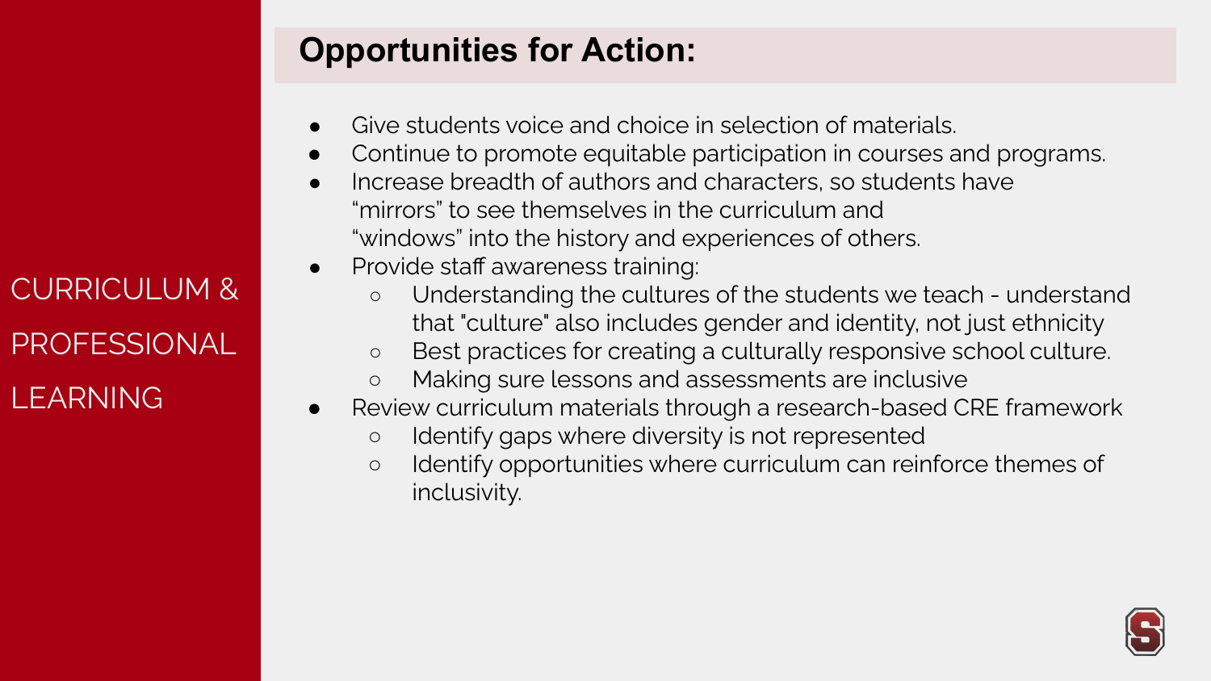CURRICULUM & PROFESSIONAL LEARNING

## Opportunities for Action:

- Give students voice and choice in selection of materials.
- Continue to promote equitable participation in courses and programs.
- Increase breadth of authors and characters, so students have "mirrors" to see themselves in the curriculum and "windows" into the history and experiences of others.
- Provide staff awareness training:
  - Understanding the cultures of the students we teach - understand that "culture" also includes gender and identity, not just ethnicity
  - Best practices for creating a culturally responsive school culture.
  - Making sure lessons and assessments are inclusive
- Review curriculum materials through a research-based CRE framework
  - Identify gaps where diversity is not represented
  - Identify opportunities where curriculum can reinforce themes of inclusivity.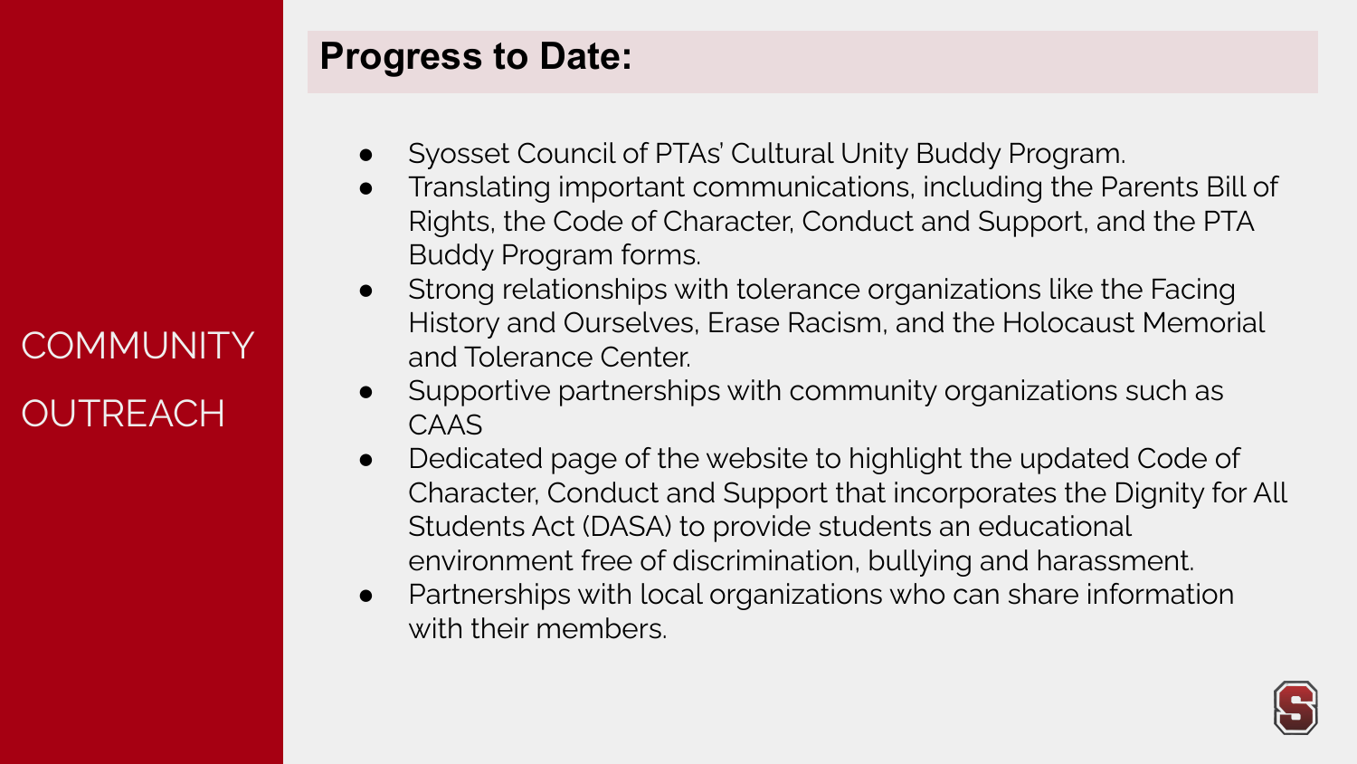# COMMUNITY OUTREACH

## Progress to Date:

- Syosset Council of PTAs' Cultural Unity Buddy Program.
- Translating important communications, including the Parents Bill of Rights, the Code of Character, Conduct and Support, and the PTA Buddy Program forms.
- Strong relationships with tolerance organizations like the Facing History and Ourselves, Erase Racism, and the Holocaust Memorial and Tolerance Center.
- Supportive partnerships with community organizations such as CAAS
- Dedicated page of the website to highlight the updated Code of Character, Conduct and Support that incorporates the Dignity for All Students Act (DASA) to provide students an educational environment free of discrimination, bullying and harassment.
- Partnerships with local organizations who can share information with their members.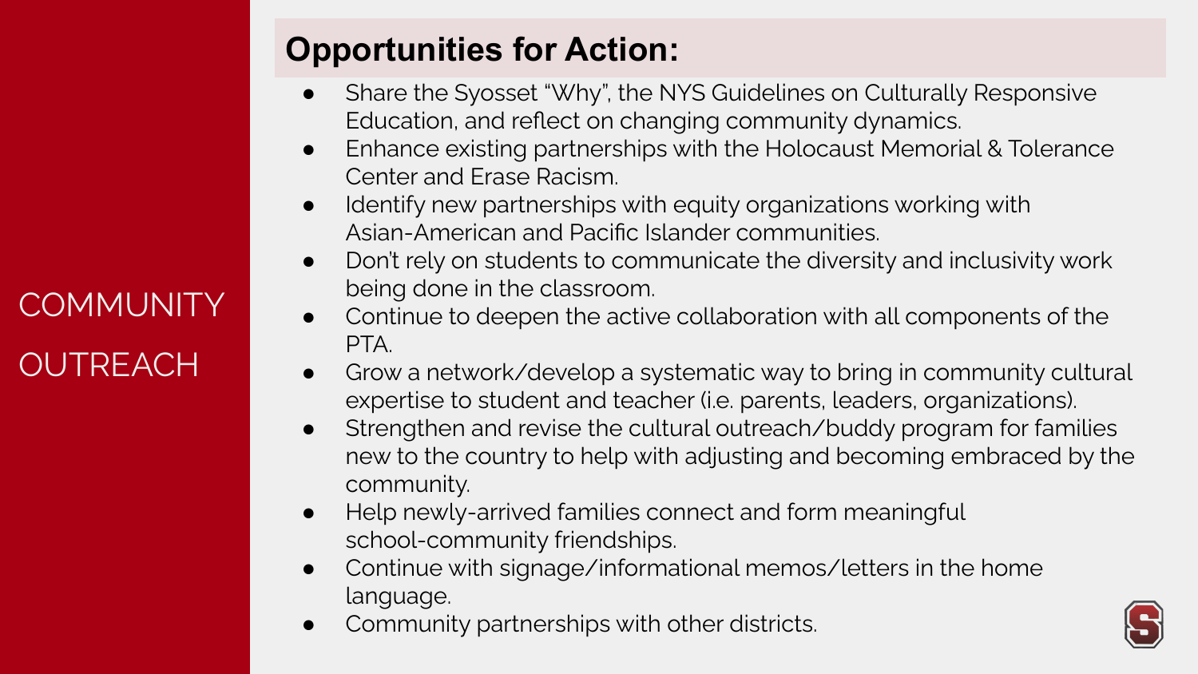# COMMUNITY OUTREACH

## Opportunities for Action:

- Share the Syosset "Why", the NYS Guidelines on Culturally Responsive Education, and reflect on changing community dynamics.
- Enhance existing partnerships with the Holocaust Memorial & Tolerance Center and Erase Racism.
- Identify new partnerships with equity organizations working with Asian-American and Pacific Islander communities.
- Don't rely on students to communicate the diversity and inclusivity work being done in the classroom.
- Continue to deepen the active collaboration with all components of the PTA.
- Grow a network/develop a systematic way to bring in community cultural expertise to student and teacher (i.e. parents, leaders, organizations).
- Strengthen and revise the cultural outreach/buddy program for families new to the country to help with adjusting and becoming embraced by the community.
- Help newly-arrived families connect and form meaningful school-community friendships.
- Continue with signage/informational memos/letters in the home language.
- Community partnerships with other districts.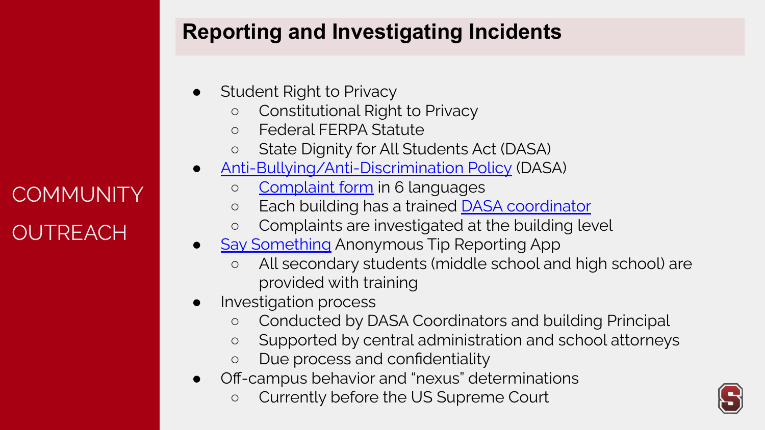COMMUNITY OUTREACH

## Reporting and Investigating Incidents

- Student Right to Privacy
  - Constitutional Right to Privacy
  - Federal FERPA Statute
  - State Dignity for All Students Act (DASA)
- Anti-Bullying/Anti-Discrimination Policy (DASA)
  - Complaint form in 6 languages
  - Each building has a trained DASA coordinator
  - Complaints are investigated at the building level
- Say Something Anonymous Tip Reporting App
  - All secondary students (middle school and high school) are provided with training
- Investigation process
  - Conducted by DASA Coordinators and building Principal
  - Supported by central administration and school attorneys
  - Due process and confidentiality
- Off-campus behavior and "nexus" determinations
  - Currently before the US Supreme Court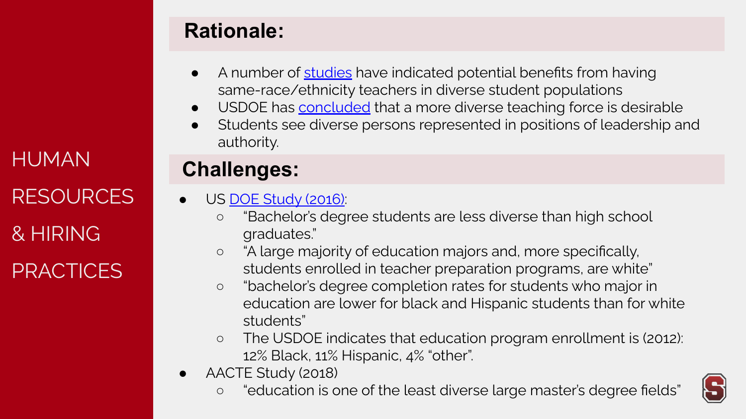# HUMAN RESOURCES & HIRING PRACTICES

## Rationale:

- A number of studies have indicated potential benefits from having same-race/ethnicity teachers in diverse student populations
- USDOE has concluded that a more diverse teaching force is desirable
- Students see diverse persons represented in positions of leadership and authority.

## Challenges:

- US DOE Study (2016):
  - "Bachelor's degree students are less diverse than high school graduates."
  - "A large majority of education majors and, more specifically, students enrolled in teacher preparation programs, are white"
  - "bachelor's degree completion rates for students who major in education are lower for black and Hispanic students than for white students"
  - The USDOE indicates that education program enrollment is (2012): 12% Black, 11% Hispanic, 4% "other".
- AACTE Study (2018)
  - "education is one of the least diverse large master's degree fields"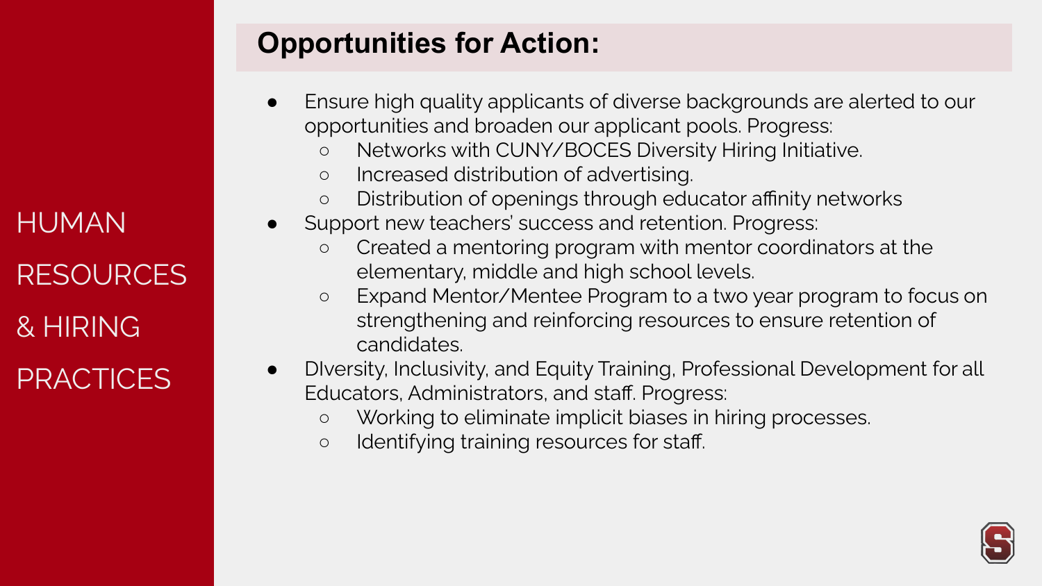# HUMAN RESOURCES & HIRING PRACTICES

## Opportunities for Action:

- Ensure high quality applicants of diverse backgrounds are alerted to our opportunities and broaden our applicant pools. Progress:
  - Networks with CUNY/BOCES Diversity Hiring Initiative.
  - Increased distribution of advertising.
  - Distribution of openings through educator affinity networks
- Support new teachers' success and retention. Progress:
  - Created a mentoring program with mentor coordinators at the elementary, middle and high school levels.
  - Expand Mentor/Mentee Program to a two year program to focus on strengthening and reinforcing resources to ensure retention of candidates.
- DIversity, Inclusivity, and Equity Training, Professional Development for all Educators, Administrators, and staff. Progress:
  - Working to eliminate implicit biases in hiring processes.
  - Identifying training resources for staff.